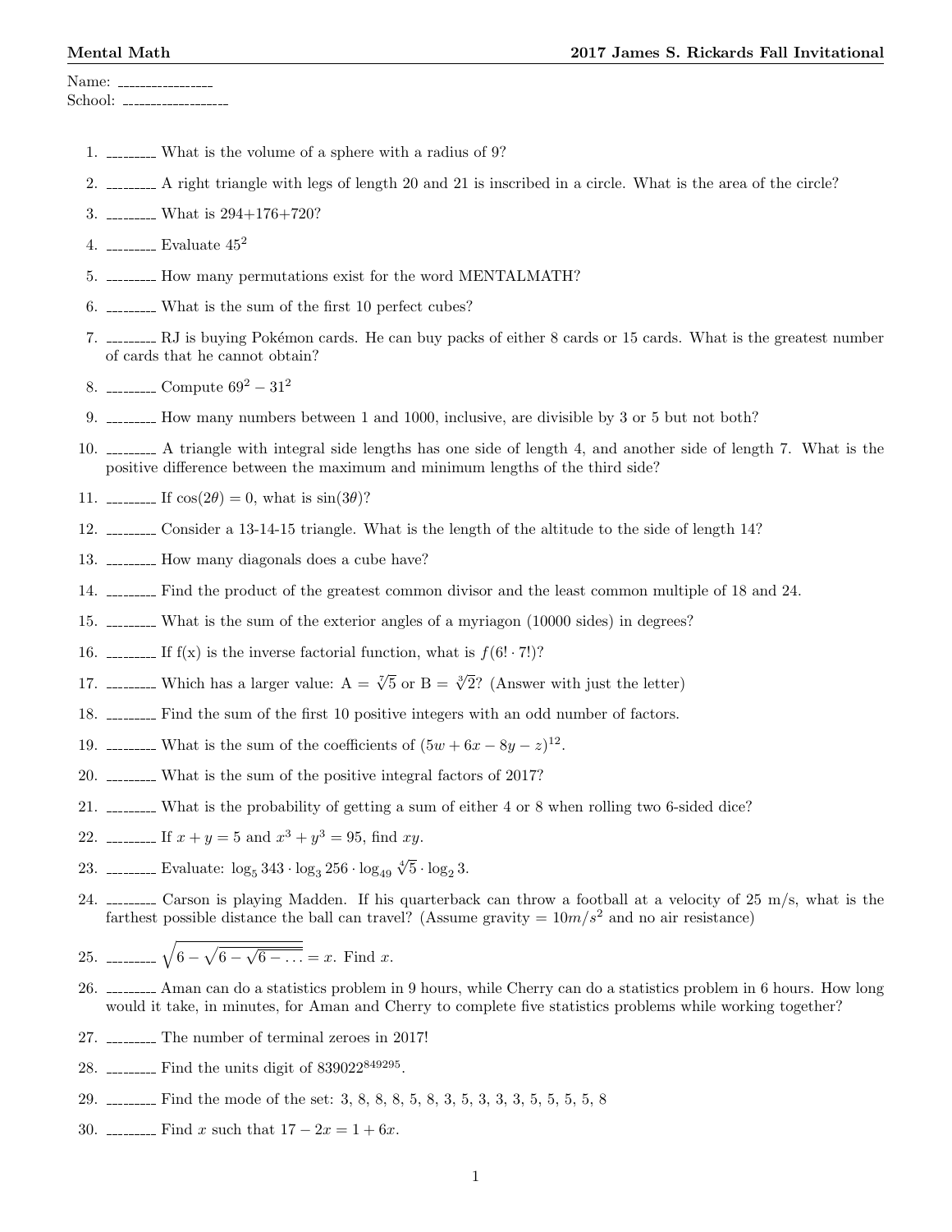**Mental Math** **2017 James S. Rickards Fall Invitational**

Name: ________________

School: __________________

1. ________ What is the volume of a sphere with a radius of 9?
2. ________ A right triangle with legs of length 20 and 21 is inscribed in a circle. What is the area of the circle?
3. ________ What is 294+176+720?
4. ________ Evaluate $45^2$
5. ________ How many permutations exist for the word MENTALMATH?
6. ________ What is the sum of the first 10 perfect cubes?
7. ________ RJ is buying Pokémon cards. He can buy packs of either 8 cards or 15 cards. What is the greatest number of cards that he cannot obtain?
8. ________ Compute $69^2 - 31^2$
9. ________ How many numbers between 1 and 1000, inclusive, are divisible by 3 or 5 but not both?
10. ________ A triangle with integral side lengths has one side of length 4, and another side of length 7. What is the positive difference between the maximum and minimum lengths of the third side?
11. ________ If $\cos(2\theta) = 0$, what is $\sin(3\theta)$?
12. ________ Consider a 13-14-15 triangle. What is the length of the altitude to the side of length 14?
13. ________ How many diagonals does a cube have?
14. ________ Find the product of the greatest common divisor and the least common multiple of 18 and 24.
15. ________ What is the sum of the exterior angles of a myriagon (10000 sides) in degrees?
16. ________ If f(x) is the inverse factorial function, what is $f(6! \cdot 7!)$?
17. ________ Which has a larger value: A = $\sqrt[7]{5}$ or B = $\sqrt[3]{2}$? (Answer with just the letter)
18. ________ Find the sum of the first 10 positive integers with an odd number of factors.
19. ________ What is the sum of the coefficients of $(5w + 6x - 8y - z)^{12}$.
20. ________ What is the sum of the positive integral factors of 2017?
21. ________ What is the probability of getting a sum of either 4 or 8 when rolling two 6-sided dice?
22. ________ If $x + y = 5$ and $x^3 + y^3 = 95$, find $xy$.
23. ________ Evaluate: $\log_5 343 \cdot \log_3 256 \cdot \log_{49} \sqrt[4]{5} \cdot \log_2 3$.
24. ________ Carson is playing Madden. If his quarterback can throw a football at a velocity of 25 m/s, what is the farthest possible distance the ball can travel? (Assume gravity = $10 m/s^2$ and no air resistance)
25. ________ $\sqrt{6 - \sqrt{6 - \sqrt{6 - \ldots}}} = x$. Find $x$.
26. ________ Aman can do a statistics problem in 9 hours, while Cherry can do a statistics problem in 6 hours. How long would it take, in minutes, for Aman and Cherry to complete five statistics problems while working together?
27. ________ The number of terminal zeroes in 2017!
28. ________ Find the units digit of $839022^{849295}$.
29. ________ Find the mode of the set: 3, 8, 8, 8, 5, 8, 3, 5, 3, 3, 3, 5, 5, 5, 5, 8
30. ________ Find $x$ such that $17 - 2x = 1 + 6x$.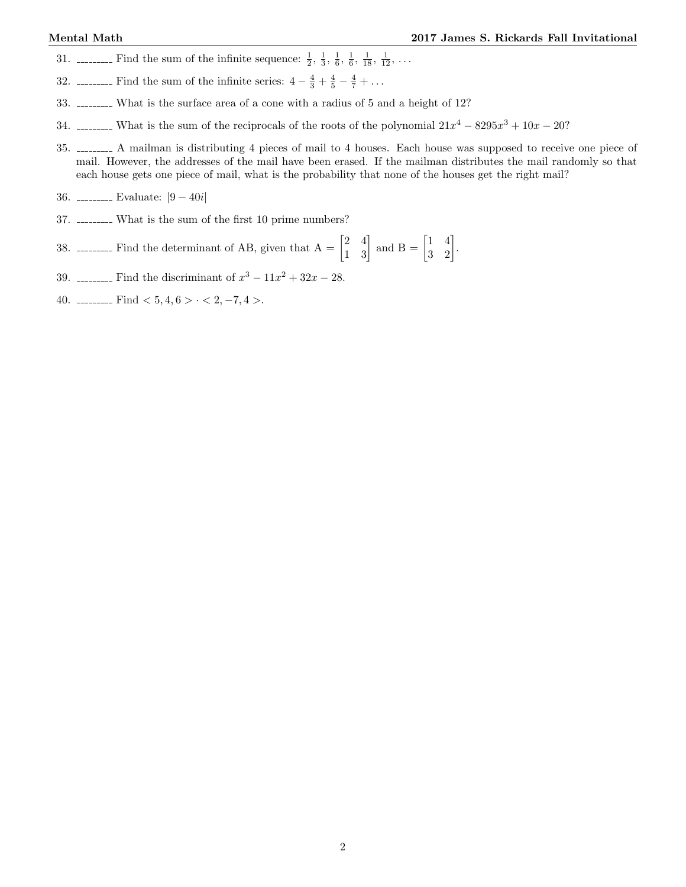31. ________ Find the sum of the infinite sequence: $\frac{1}{2}$, $\frac{1}{3}$, $\frac{1}{6}$, $\frac{1}{6}$, $\frac{1}{18}$, $\frac{1}{12}$, ...

32. ________ Find the sum of the infinite series: $4 - \frac{4}{3} + \frac{4}{5} - \frac{4}{7} + \ldots$

33. ________ What is the surface area of a cone with a radius of 5 and a height of 12?

34. ________ What is the sum of the reciprocals of the roots of the polynomial $21x^4 - 8295x^3 + 10x - 20$?

35. ________ A mailman is distributing 4 pieces of mail to 4 houses. Each house was supposed to receive one piece of mail. However, the addresses of the mail have been erased. If the mailman distributes the mail randomly so that each house gets one piece of mail, what is the probability that none of the houses get the right mail?

36. ________ Evaluate: $|9 - 40i|$

37. ________ What is the sum of the first 10 prime numbers?

38. ________ Find the determinant of AB, given that A = $\begin{bmatrix} 2 & 4 \\ 1 & 3 \end{bmatrix}$ and B = $\begin{bmatrix} 1 & 4 \\ 3 & 2 \end{bmatrix}$.

39. ________ Find the discriminant of $x^3 - 11x^2 + 32x - 28$.

40. ________ Find $< 5, 4, 6 > \cdot < 2, -7, 4 >$.